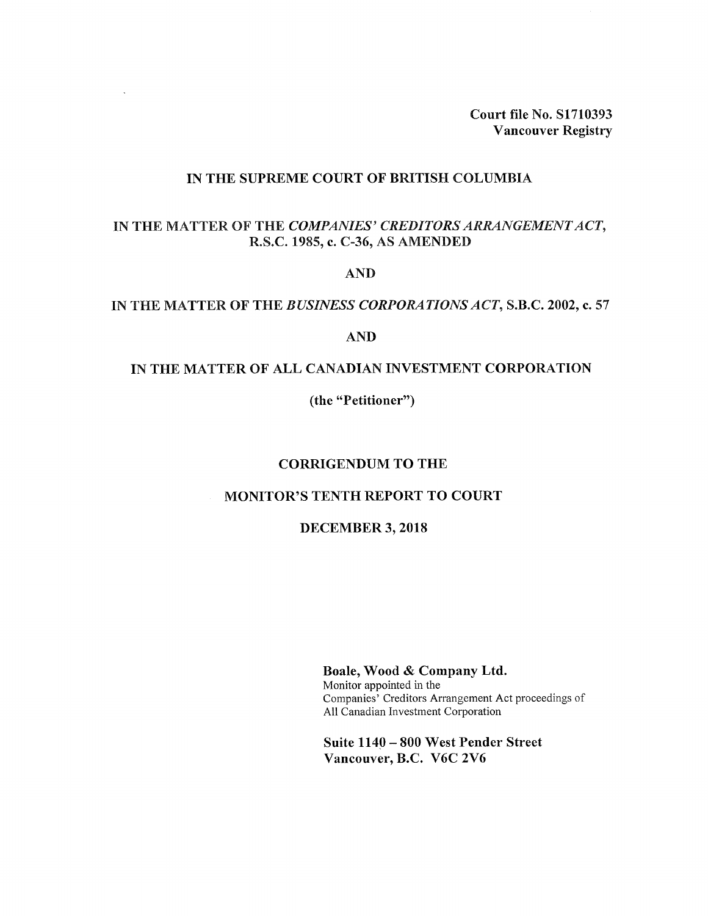Court file No. S1710393
Vancouver Registry

**IN THE SUPREME COURT OF BRITISH COLUMBIA**

**IN THE MATTER OF THE *COMPANIES' CREDITORS ARRANGEMENT ACT*, R.S.C. 1985, c. C-36, AS AMENDED**

**AND**

**IN THE MATTER OF THE *BUSINESS CORPORATIONS ACT*, S.B.C. 2002, c. 57**

**AND**

**IN THE MATTER OF ALL CANADIAN INVESTMENT CORPORATION**

**(the "Petitioner")**

# CORRIGENDUM TO THE

# MONITOR'S TENTH REPORT TO COURT

# DECEMBER 3, 2018

**Boale, Wood & Company Ltd.**
Monitor appointed in the
Companies' Creditors Arrangement Act proceedings of
All Canadian Investment Corporation

**Suite 1140 – 800 West Pender Street**
**Vancouver, B.C. V6C 2V6**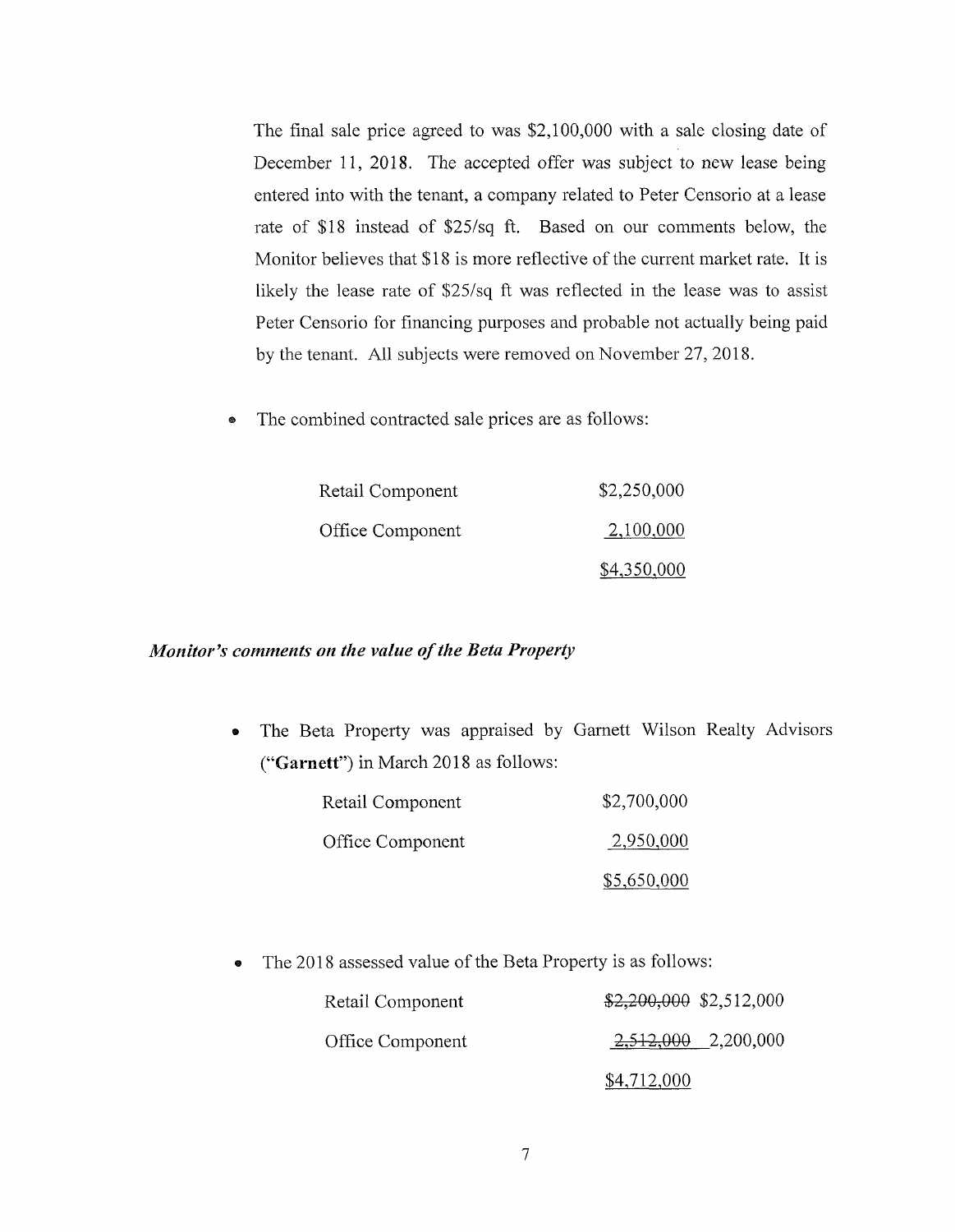The final sale price agreed to was $2,100,000 with a sale closing date of December 11, 2018. The accepted offer was subject to new lease being entered into with the tenant, a company related to Peter Censorio at a lease rate of $18 instead of $25/sq ft. Based on our comments below, the Monitor believes that $18 is more reflective of the current market rate. It is likely the lease rate of $25/sq ft was reflected in the lease was to assist Peter Censorio for financing purposes and probable not actually being paid by the tenant. All subjects were removed on November 27, 2018.

- The combined contracted sale prices are as follows:

| | |
|---|---|
| Retail Component | $2,250,000 |
| Office Component | 2,100,000 |
| | $4,350,000 |

***Monitor's comments on the value of the Beta Property***

- The Beta Property was appraised by Garnett Wilson Realty Advisors ("**Garnett**") in March 2018 as follows:

| | |
|---|---|
| Retail Component | $2,700,000 |
| Office Component | 2,950,000 |
| | $5,650,000 |

- The 2018 assessed value of the Beta Property is as follows:

| | |
|---|---|
| Retail Component | ~~$2,200,000~~ $2,512,000 |
| Office Component | ~~2,512,000~~ 2,200,000 |
| | $4,712,000 |